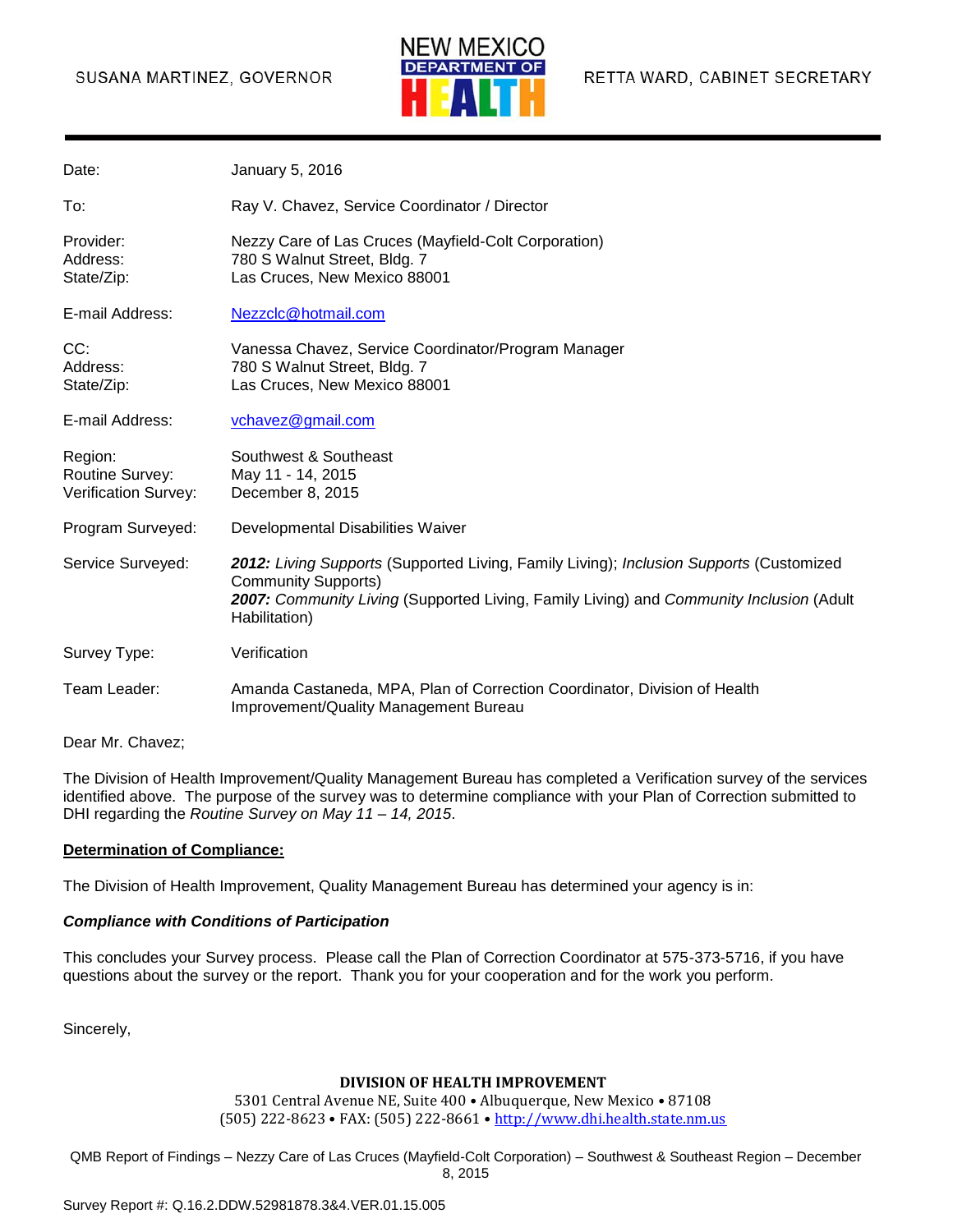SUSANA MARTINEZ, GOVERNOR

NEW MEXICO DEPARTMENT OF HEALTH

RETTA WARD, CABINET SECRETARY

---

| | |
|---|---|
| Date: | January 5, 2016 |
| To: | Ray V. Chavez, Service Coordinator / Director |
| Provider:<br>Address:<br>State/Zip: | Nezzy Care of Las Cruces (Mayfield-Colt Corporation)<br>780 S Walnut Street, Bldg. 7<br>Las Cruces, New Mexico 88001 |
| E-mail Address: | Nezzclc@hotmail.com |
| CC:<br>Address:<br>State/Zip: | Vanessa Chavez, Service Coordinator/Program Manager<br>780 S Walnut Street, Bldg. 7<br>Las Cruces, New Mexico 88001 |
| E-mail Address: | vchavez@gmail.com |
| Region:<br>Routine Survey:<br>Verification Survey: | Southwest & Southeast<br>May 11 - 14, 2015<br>December 8, 2015 |
| Program Surveyed: | Developmental Disabilities Waiver |
| Service Surveyed: | ***2012:*** *Living Supports* (Supported Living, Family Living); *Inclusion Supports* (Customized Community Supports)<br>***2007:*** *Community Living* (Supported Living, Family Living) and *Community Inclusion* (Adult Habilitation) |
| Survey Type: | Verification |
| Team Leader: | Amanda Castaneda, MPA, Plan of Correction Coordinator, Division of Health Improvement/Quality Management Bureau |

Dear Mr. Chavez;

The Division of Health Improvement/Quality Management Bureau has completed a Verification survey of the services identified above. The purpose of the survey was to determine compliance with your Plan of Correction submitted to DHI regarding the *Routine Survey on May 11 – 14, 2015*.

**Determination of Compliance:**

The Division of Health Improvement, Quality Management Bureau has determined your agency is in:

***Compliance with Conditions of Participation***

This concludes your Survey process. Please call the Plan of Correction Coordinator at 575-373-5716, if you have questions about the survey or the report. Thank you for your cooperation and for the work you perform.

Sincerely,

**DIVISION OF HEALTH IMPROVEMENT**
5301 Central Avenue NE, Suite 400 • Albuquerque, New Mexico • 87108
(505) 222-8623 • FAX: (505) 222-8661 • http://www.dhi.health.state.nm.us

QMB Report of Findings – Nezzy Care of Las Cruces (Mayfield-Colt Corporation) – Southwest & Southeast Region – December 8, 2015

Survey Report #: Q.16.2.DDW.52981878.3&4.VER.01.15.005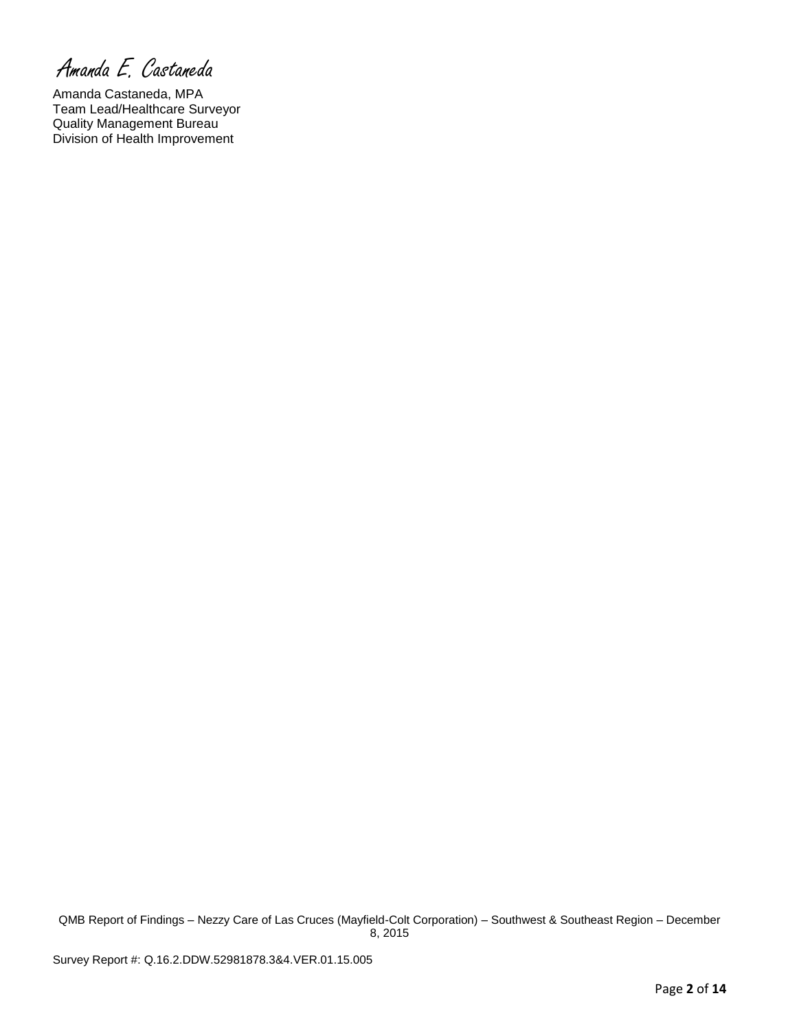Amanda E. Castaneda

Amanda Castaneda, MPA
Team Lead/Healthcare Surveyor
Quality Management Bureau
Division of Health Improvement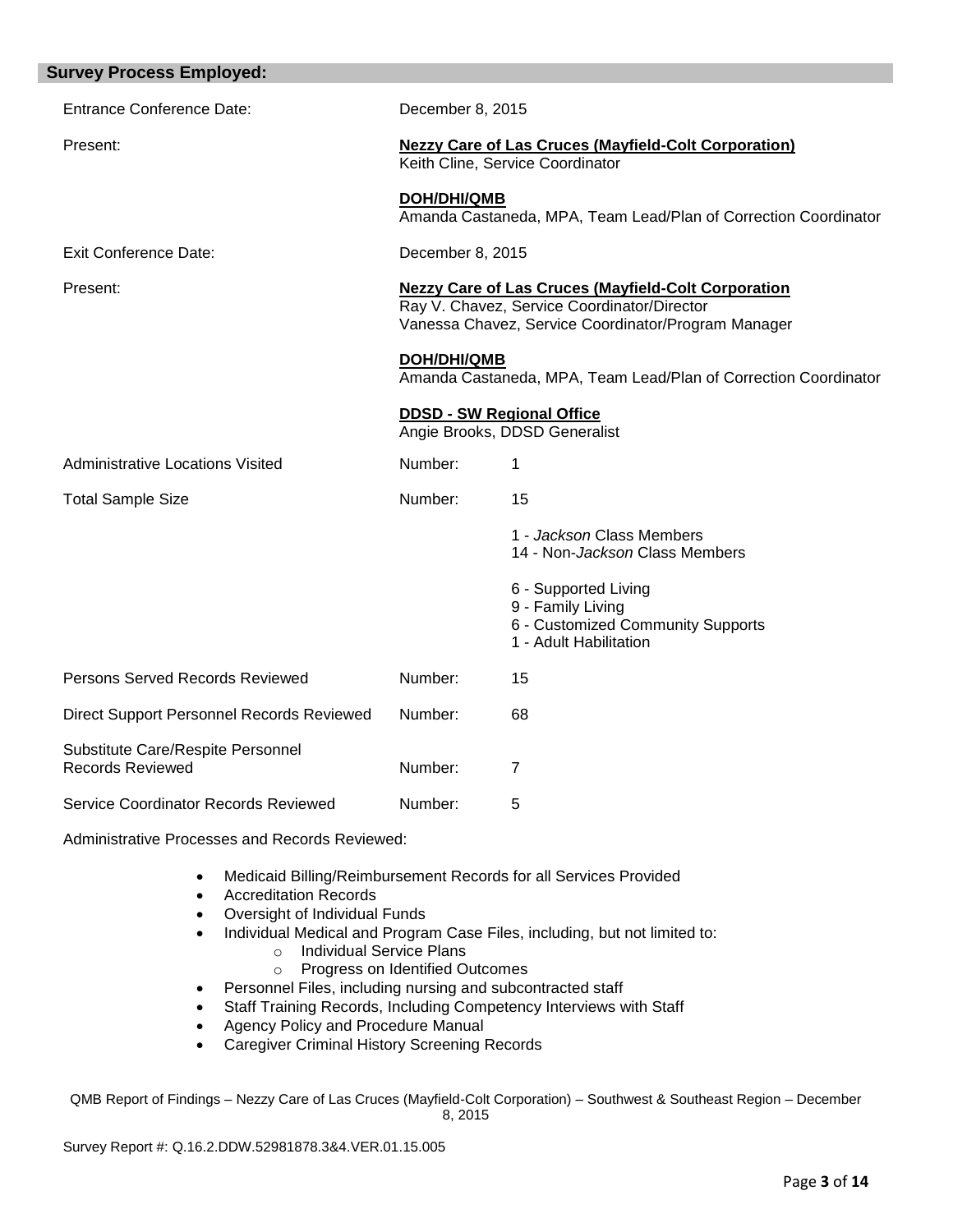## Survey Process Employed:

| | | |
|---|---|---|
| Entrance Conference Date: | December 8, 2015 | |
| Present: | **Nezzy Care of Las Cruces (Mayfield-Colt Corporation)**<br>Keith Cline, Service Coordinator<br><br>**DOH/DHI/QMB**<br>Amanda Castaneda, MPA, Team Lead/Plan of Correction Coordinator | |
| Exit Conference Date: | December 8, 2015 | |
| Present: | **Nezzy Care of Las Cruces (Mayfield-Colt Corporation**<br>Ray V. Chavez, Service Coordinator/Director<br>Vanessa Chavez, Service Coordinator/Program Manager<br><br>**DOH/DHI/QMB**<br>Amanda Castaneda, MPA, Team Lead/Plan of Correction Coordinator<br><br>**DDSD - SW Regional Office**<br>Angie Brooks, DDSD Generalist | |
| Administrative Locations Visited | Number: | 1 |
| Total Sample Size | Number: | 15<br><br>1 - *Jackson* Class Members<br>14 - Non-*Jackson* Class Members<br><br>6 - Supported Living<br>9 - Family Living<br>6 - Customized Community Supports<br>1 - Adult Habilitation |
| Persons Served Records Reviewed | Number: | 15 |
| Direct Support Personnel Records Reviewed | Number: | 68 |
| Substitute Care/Respite Personnel Records Reviewed | Number: | 7 |
| Service Coordinator Records Reviewed | Number: | 5 |

Administrative Processes and Records Reviewed:

- Medicaid Billing/Reimbursement Records for all Services Provided
- Accreditation Records
- Oversight of Individual Funds
- Individual Medical and Program Case Files, including, but not limited to:
  - Individual Service Plans
  - Progress on Identified Outcomes
- Personnel Files, including nursing and subcontracted staff
- Staff Training Records, Including Competency Interviews with Staff
- Agency Policy and Procedure Manual
- Caregiver Criminal History Screening Records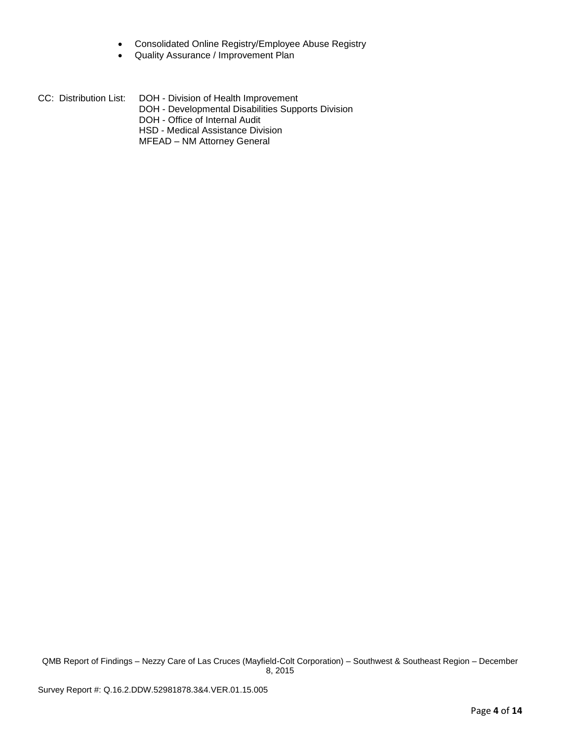- Consolidated Online Registry/Employee Abuse Registry
- Quality Assurance / Improvement Plan

CC: Distribution List: DOH - Division of Health Improvement
DOH - Developmental Disabilities Supports Division
DOH - Office of Internal Audit
HSD - Medical Assistance Division
MFEAD – NM Attorney General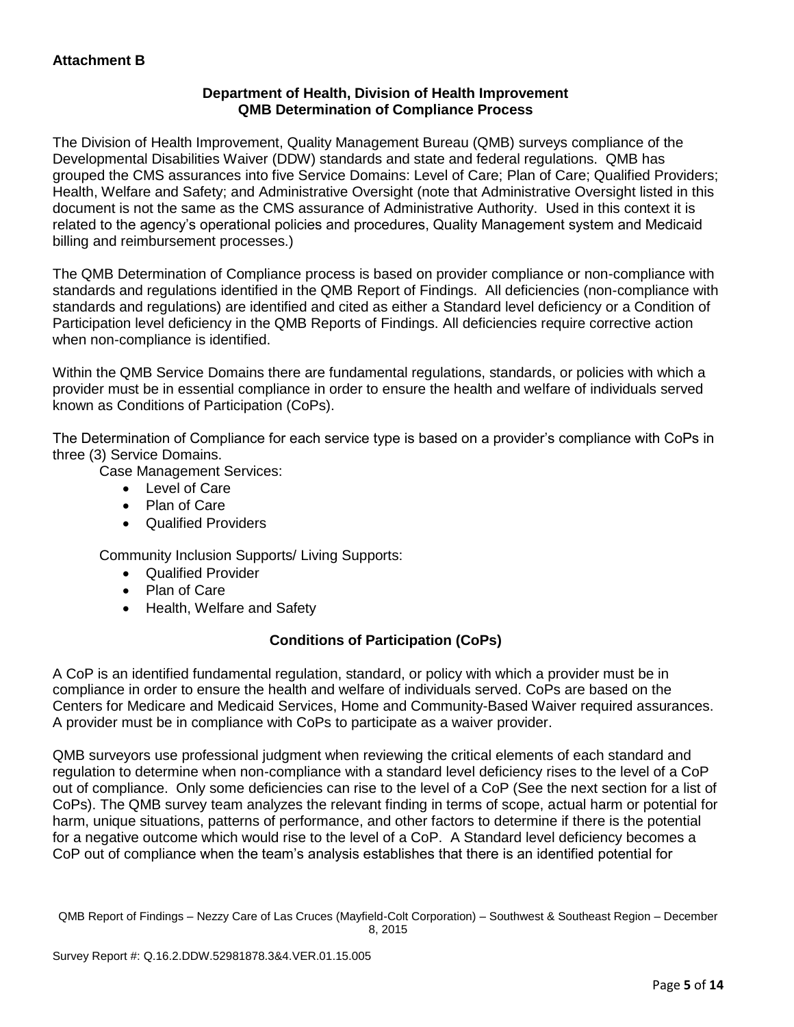**Attachment B**

**Department of Health, Division of Health Improvement**
**QMB Determination of Compliance Process**

The Division of Health Improvement, Quality Management Bureau (QMB) surveys compliance of the Developmental Disabilities Waiver (DDW) standards and state and federal regulations. QMB has grouped the CMS assurances into five Service Domains: Level of Care; Plan of Care; Qualified Providers; Health, Welfare and Safety; and Administrative Oversight (note that Administrative Oversight listed in this document is not the same as the CMS assurance of Administrative Authority. Used in this context it is related to the agency's operational policies and procedures, Quality Management system and Medicaid billing and reimbursement processes.)

The QMB Determination of Compliance process is based on provider compliance or non-compliance with standards and regulations identified in the QMB Report of Findings. All deficiencies (non-compliance with standards and regulations) are identified and cited as either a Standard level deficiency or a Condition of Participation level deficiency in the QMB Reports of Findings. All deficiencies require corrective action when non-compliance is identified.

Within the QMB Service Domains there are fundamental regulations, standards, or policies with which a provider must be in essential compliance in order to ensure the health and welfare of individuals served known as Conditions of Participation (CoPs).

The Determination of Compliance for each service type is based on a provider's compliance with CoPs in three (3) Service Domains.

Case Management Services:

- Level of Care
- Plan of Care
- Qualified Providers

Community Inclusion Supports/ Living Supports:

- Qualified Provider
- Plan of Care
- Health, Welfare and Safety

**Conditions of Participation (CoPs)**

A CoP is an identified fundamental regulation, standard, or policy with which a provider must be in compliance in order to ensure the health and welfare of individuals served. CoPs are based on the Centers for Medicare and Medicaid Services, Home and Community-Based Waiver required assurances. A provider must be in compliance with CoPs to participate as a waiver provider.

QMB surveyors use professional judgment when reviewing the critical elements of each standard and regulation to determine when non-compliance with a standard level deficiency rises to the level of a CoP out of compliance. Only some deficiencies can rise to the level of a CoP (See the next section for a list of CoPs). The QMB survey team analyzes the relevant finding in terms of scope, actual harm or potential for harm, unique situations, patterns of performance, and other factors to determine if there is the potential for a negative outcome which would rise to the level of a CoP. A Standard level deficiency becomes a CoP out of compliance when the team's analysis establishes that there is an identified potential for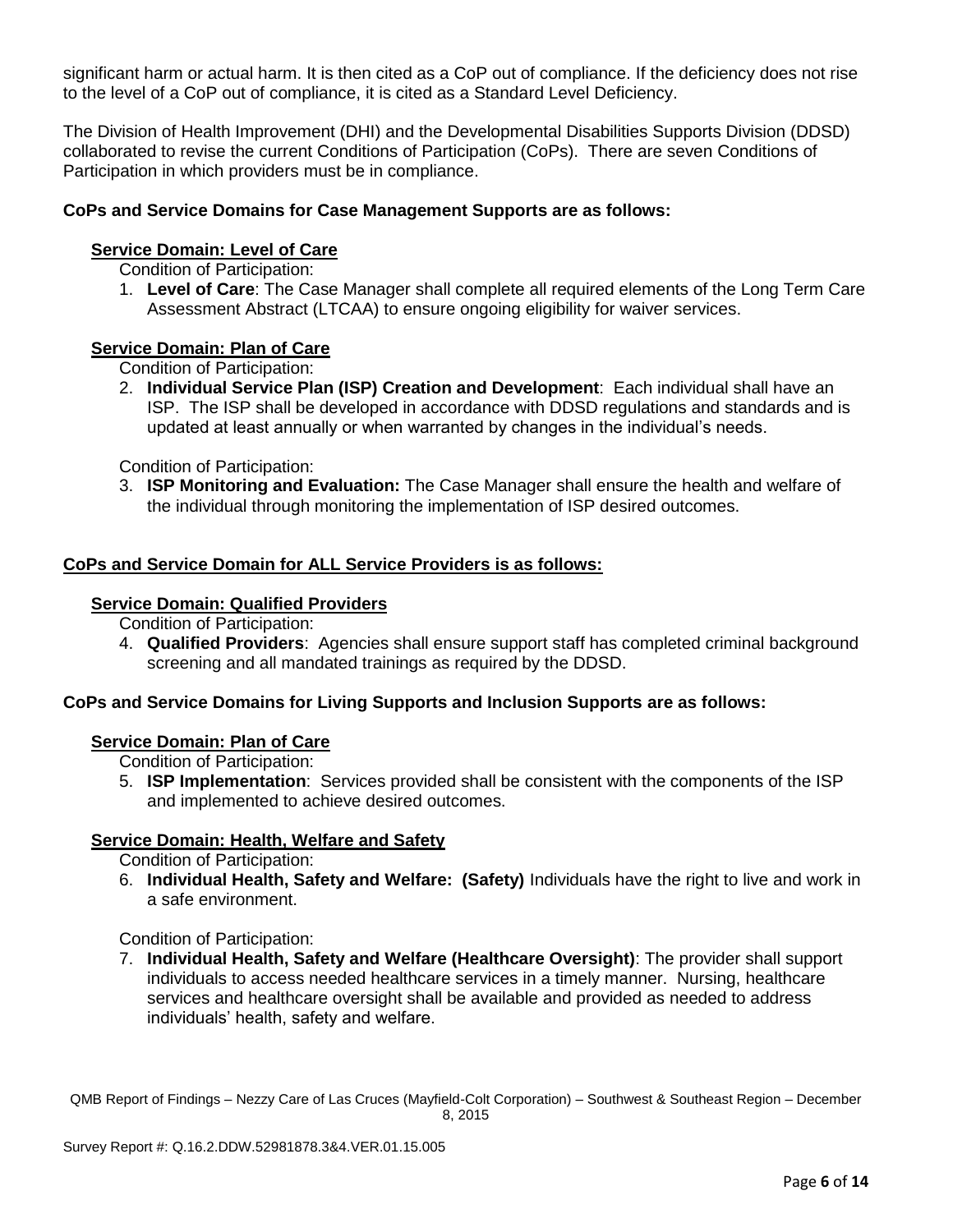significant harm or actual harm. It is then cited as a CoP out of compliance. If the deficiency does not rise to the level of a CoP out of compliance, it is cited as a Standard Level Deficiency.

The Division of Health Improvement (DHI) and the Developmental Disabilities Supports Division (DDSD) collaborated to revise the current Conditions of Participation (CoPs). There are seven Conditions of Participation in which providers must be in compliance.

**CoPs and Service Domains for Case Management Supports are as follows:**

**Service Domain: Level of Care**

Condition of Participation:

1. **Level of Care**: The Case Manager shall complete all required elements of the Long Term Care Assessment Abstract (LTCAA) to ensure ongoing eligibility for waiver services.

**Service Domain: Plan of Care**

Condition of Participation:

2. **Individual Service Plan (ISP) Creation and Development**: Each individual shall have an ISP. The ISP shall be developed in accordance with DDSD regulations and standards and is updated at least annually or when warranted by changes in the individual's needs.

Condition of Participation:

3. **ISP Monitoring and Evaluation:** The Case Manager shall ensure the health and welfare of the individual through monitoring the implementation of ISP desired outcomes.

**CoPs and Service Domain for ALL Service Providers is as follows:**

**Service Domain: Qualified Providers**

Condition of Participation:

4. **Qualified Providers**: Agencies shall ensure support staff has completed criminal background screening and all mandated trainings as required by the DDSD.

**CoPs and Service Domains for Living Supports and Inclusion Supports are as follows:**

**Service Domain: Plan of Care**

Condition of Participation:

5. **ISP Implementation**: Services provided shall be consistent with the components of the ISP and implemented to achieve desired outcomes.

**Service Domain: Health, Welfare and Safety**

Condition of Participation:

6. **Individual Health, Safety and Welfare: (Safety)** Individuals have the right to live and work in a safe environment.

Condition of Participation:

7. **Individual Health, Safety and Welfare (Healthcare Oversight)**: The provider shall support individuals to access needed healthcare services in a timely manner. Nursing, healthcare services and healthcare oversight shall be available and provided as needed to address individuals' health, safety and welfare.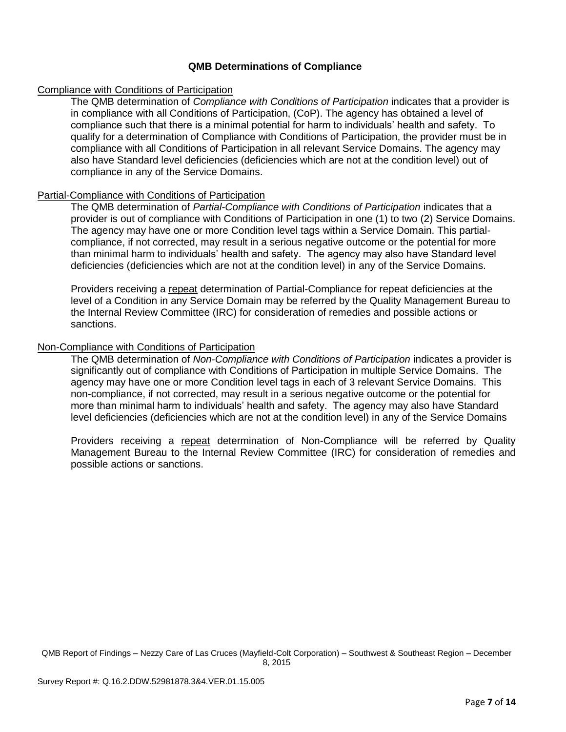## QMB Determinations of Compliance

<u>Compliance with Conditions of Participation</u>

The QMB determination of *Compliance with Conditions of Participation* indicates that a provider is in compliance with all Conditions of Participation, (CoP). The agency has obtained a level of compliance such that there is a minimal potential for harm to individuals' health and safety. To qualify for a determination of Compliance with Conditions of Participation, the provider must be in compliance with all Conditions of Participation in all relevant Service Domains. The agency may also have Standard level deficiencies (deficiencies which are not at the condition level) out of compliance in any of the Service Domains.

<u>Partial-Compliance with Conditions of Participation</u>

The QMB determination of *Partial-Compliance with Conditions of Participation* indicates that a provider is out of compliance with Conditions of Participation in one (1) to two (2) Service Domains. The agency may have one or more Condition level tags within a Service Domain. This partial-compliance, if not corrected, may result in a serious negative outcome or the potential for more than minimal harm to individuals' health and safety. The agency may also have Standard level deficiencies (deficiencies which are not at the condition level) in any of the Service Domains.

Providers receiving a <u>repeat</u> determination of Partial-Compliance for repeat deficiencies at the level of a Condition in any Service Domain may be referred by the Quality Management Bureau to the Internal Review Committee (IRC) for consideration of remedies and possible actions or sanctions.

<u>Non-Compliance with Conditions of Participation</u>

The QMB determination of *Non-Compliance with Conditions of Participation* indicates a provider is significantly out of compliance with Conditions of Participation in multiple Service Domains. The agency may have one or more Condition level tags in each of 3 relevant Service Domains. This non-compliance, if not corrected, may result in a serious negative outcome or the potential for more than minimal harm to individuals' health and safety. The agency may also have Standard level deficiencies (deficiencies which are not at the condition level) in any of the Service Domains

Providers receiving a <u>repeat</u> determination of Non-Compliance will be referred by Quality Management Bureau to the Internal Review Committee (IRC) for consideration of remedies and possible actions or sanctions.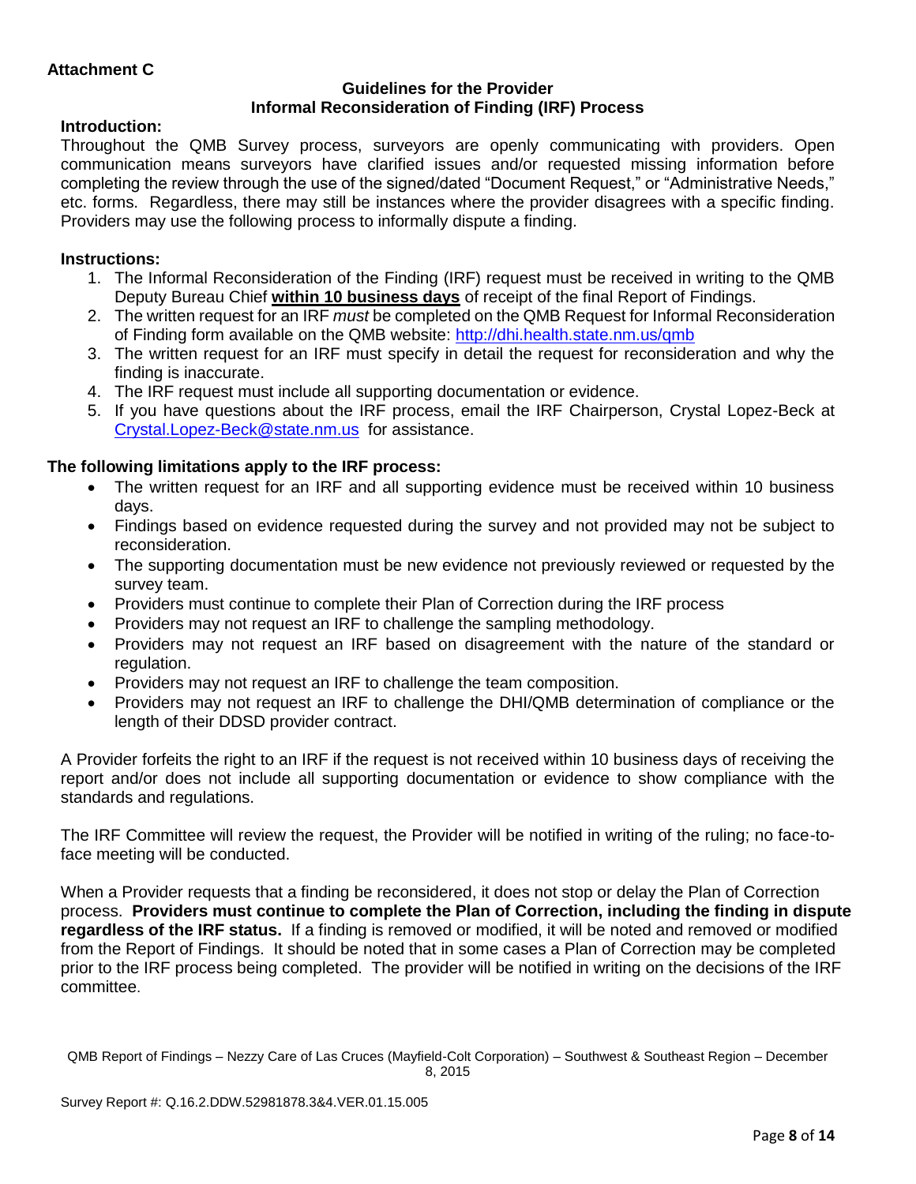**Attachment C**

### Guidelines for the Provider Informal Reconsideration of Finding (IRF) Process

**Introduction:**

Throughout the QMB Survey process, surveyors are openly communicating with providers. Open communication means surveyors have clarified issues and/or requested missing information before completing the review through the use of the signed/dated "Document Request," or "Administrative Needs," etc. forms. Regardless, there may still be instances where the provider disagrees with a specific finding. Providers may use the following process to informally dispute a finding.

**Instructions:**

1. The Informal Reconsideration of the Finding (IRF) request must be received in writing to the QMB Deputy Bureau Chief **within 10 business days** of receipt of the final Report of Findings.
2. The written request for an IRF *must* be completed on the QMB Request for Informal Reconsideration of Finding form available on the QMB website: http://dhi.health.state.nm.us/qmb
3. The written request for an IRF must specify in detail the request for reconsideration and why the finding is inaccurate.
4. The IRF request must include all supporting documentation or evidence.
5. If you have questions about the IRF process, email the IRF Chairperson, Crystal Lopez-Beck at Crystal.Lopez-Beck@state.nm.us for assistance.

**The following limitations apply to the IRF process:**

- The written request for an IRF and all supporting evidence must be received within 10 business days.
- Findings based on evidence requested during the survey and not provided may not be subject to reconsideration.
- The supporting documentation must be new evidence not previously reviewed or requested by the survey team.
- Providers must continue to complete their Plan of Correction during the IRF process
- Providers may not request an IRF to challenge the sampling methodology.
- Providers may not request an IRF based on disagreement with the nature of the standard or regulation.
- Providers may not request an IRF to challenge the team composition.
- Providers may not request an IRF to challenge the DHI/QMB determination of compliance or the length of their DDSD provider contract.

A Provider forfeits the right to an IRF if the request is not received within 10 business days of receiving the report and/or does not include all supporting documentation or evidence to show compliance with the standards and regulations.

The IRF Committee will review the request, the Provider will be notified in writing of the ruling; no face-to-face meeting will be conducted.

When a Provider requests that a finding be reconsidered, it does not stop or delay the Plan of Correction process. **Providers must continue to complete the Plan of Correction, including the finding in dispute regardless of the IRF status.** If a finding is removed or modified, it will be noted and removed or modified from the Report of Findings. It should be noted that in some cases a Plan of Correction may be completed prior to the IRF process being completed. The provider will be notified in writing on the decisions of the IRF committee.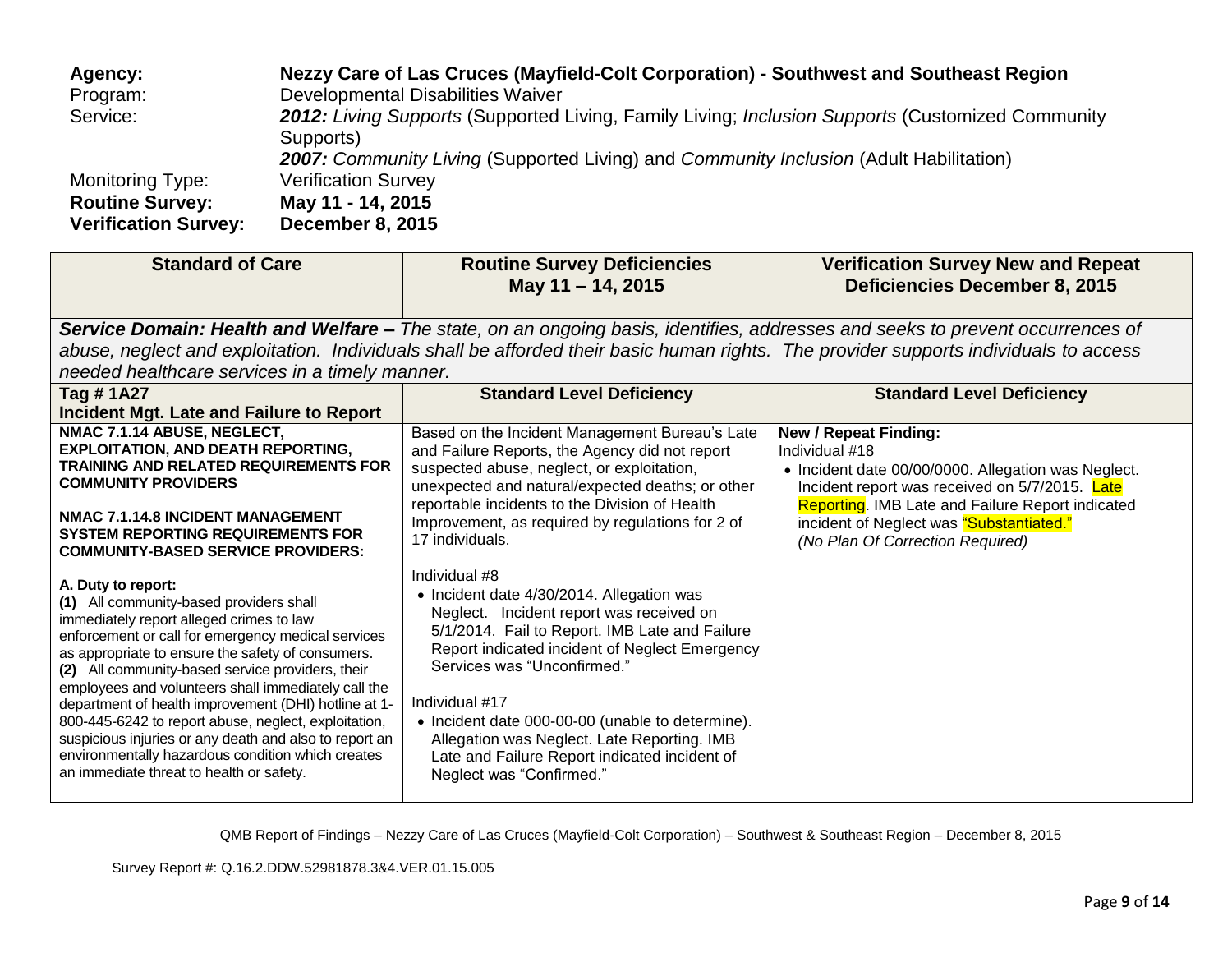| | |
|---|---|
| **Agency:** | **Nezzy Care of Las Cruces (Mayfield-Colt Corporation) - Southwest and Southeast Region** |
| Program: | Developmental Disabilities Waiver |
| Service: | ***2012:*** *Living Supports* (Supported Living, Family Living; *Inclusion Supports* (Customized Community Supports)<br>***2007:*** *Community Living* (Supported Living) and *Community Inclusion* (Adult Habilitation) |
| Monitoring Type: | Verification Survey |
| **Routine Survey:** | **May 11 - 14, 2015** |
| **Verification Survey:** | **December 8, 2015** |

| **Standard of Care** | **Routine Survey Deficiencies May 11 – 14, 2015** | **Verification Survey New and Repeat Deficiencies December 8, 2015** |
|---|---|---|
| ***Service Domain: Health and Welfare –*** *The state, on an ongoing basis, identifies, addresses and seeks to prevent occurrences of abuse, neglect and exploitation. Individuals shall be afforded their basic human rights. The provider supports individuals to access needed healthcare services in a timely manner.* | | |
| **Tag # 1A27**<br>**Incident Mgt. Late and Failure to Report** | **Standard Level Deficiency** | **Standard Level Deficiency** |
| **NMAC 7.1.14 ABUSE, NEGLECT, EXPLOITATION, AND DEATH REPORTING, TRAINING AND RELATED REQUIREMENTS FOR COMMUNITY PROVIDERS**<br><br>**NMAC 7.1.14.8 INCIDENT MANAGEMENT SYSTEM REPORTING REQUIREMENTS FOR COMMUNITY-BASED SERVICE PROVIDERS:**<br><br>**A. Duty to report:**<br>**(1)** All community-based providers shall immediately report alleged crimes to law enforcement or call for emergency medical services as appropriate to ensure the safety of consumers.<br>**(2)** All community-based service providers, their employees and volunteers shall immediately call the department of health improvement (DHI) hotline at 1-800-445-6242 to report abuse, neglect, exploitation, suspicious injuries or any death and also to report an environmentally hazardous condition which creates an immediate threat to health or safety. | Based on the Incident Management Bureau's Late and Failure Reports, the Agency did not report suspected abuse, neglect, or exploitation, unexpected and natural/expected deaths; or other reportable incidents to the Division of Health Improvement, as required by regulations for 2 of 17 individuals.<br><br>Individual #8<br>• Incident date 4/30/2014. Allegation was Neglect. Incident report was received on 5/1/2014. Fail to Report. IMB Late and Failure Report indicated incident of Neglect Emergency Services was "Unconfirmed."<br><br>Individual #17<br>• Incident date 000-00-00 (unable to determine). Allegation was Neglect. Late Reporting. IMB Late and Failure Report indicated incident of Neglect was "Confirmed." | **New / Repeat Finding:**<br>Individual #18<br>• Incident date 00/00/0000. Allegation was Neglect. Incident report was received on 5/7/2015. Late Reporting. IMB Late and Failure Report indicated incident of Neglect was "Substantiated."<br>*(No Plan Of Correction Required)* |

QMB Report of Findings – Nezzy Care of Las Cruces (Mayfield-Colt Corporation) – Southwest & Southeast Region – December 8, 2015

Survey Report #: Q.16.2.DDW.52981878.3&4.VER.01.15.005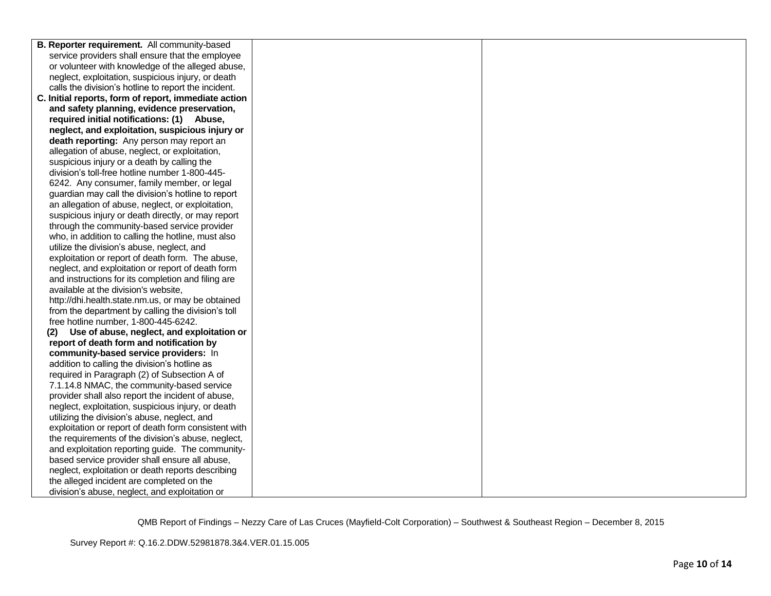| | | |
|---|---|---|
| **B. Reporter requirement.** All community-based service providers shall ensure that the employee or volunteer with knowledge of the alleged abuse, neglect, exploitation, suspicious injury, or death calls the division's hotline to report the incident.<br>**C. Initial reports, form of report, immediate action and safety planning, evidence preservation, required initial notifications: (1) Abuse, neglect, and exploitation, suspicious injury or death reporting:** Any person may report an allegation of abuse, neglect, or exploitation, suspicious injury or a death by calling the division's toll-free hotline number 1-800-445-6242. Any consumer, family member, or legal guardian may call the division's hotline to report an allegation of abuse, neglect, or exploitation, suspicious injury or death directly, or may report through the community-based service provider who, in addition to calling the hotline, must also utilize the division's abuse, neglect, and exploitation or report of death form. The abuse, neglect, and exploitation or report of death form and instructions for its completion and filing are available at the division's website, http://dhi.health.state.nm.us, or may be obtained from the department by calling the division's toll free hotline number, 1-800-445-6242.<br>**(2) Use of abuse, neglect, and exploitation or report of death form and notification by community-based service providers:** In addition to calling the division's hotline as required in Paragraph (2) of Subsection A of 7.1.14.8 NMAC, the community-based service provider shall also report the incident of abuse, neglect, exploitation, suspicious injury, or death utilizing the division's abuse, neglect, and exploitation or report of death form consistent with the requirements of the division's abuse, neglect, and exploitation reporting guide. The community-based service provider shall ensure all abuse, neglect, exploitation or death reports describing the alleged incident are completed on the division's abuse, neglect, and exploitation or | | |

QMB Report of Findings – Nezzy Care of Las Cruces (Mayfield-Colt Corporation) – Southwest & Southeast Region – December 8, 2015

Survey Report #: Q.16.2.DDW.52981878.3&4.VER.01.15.005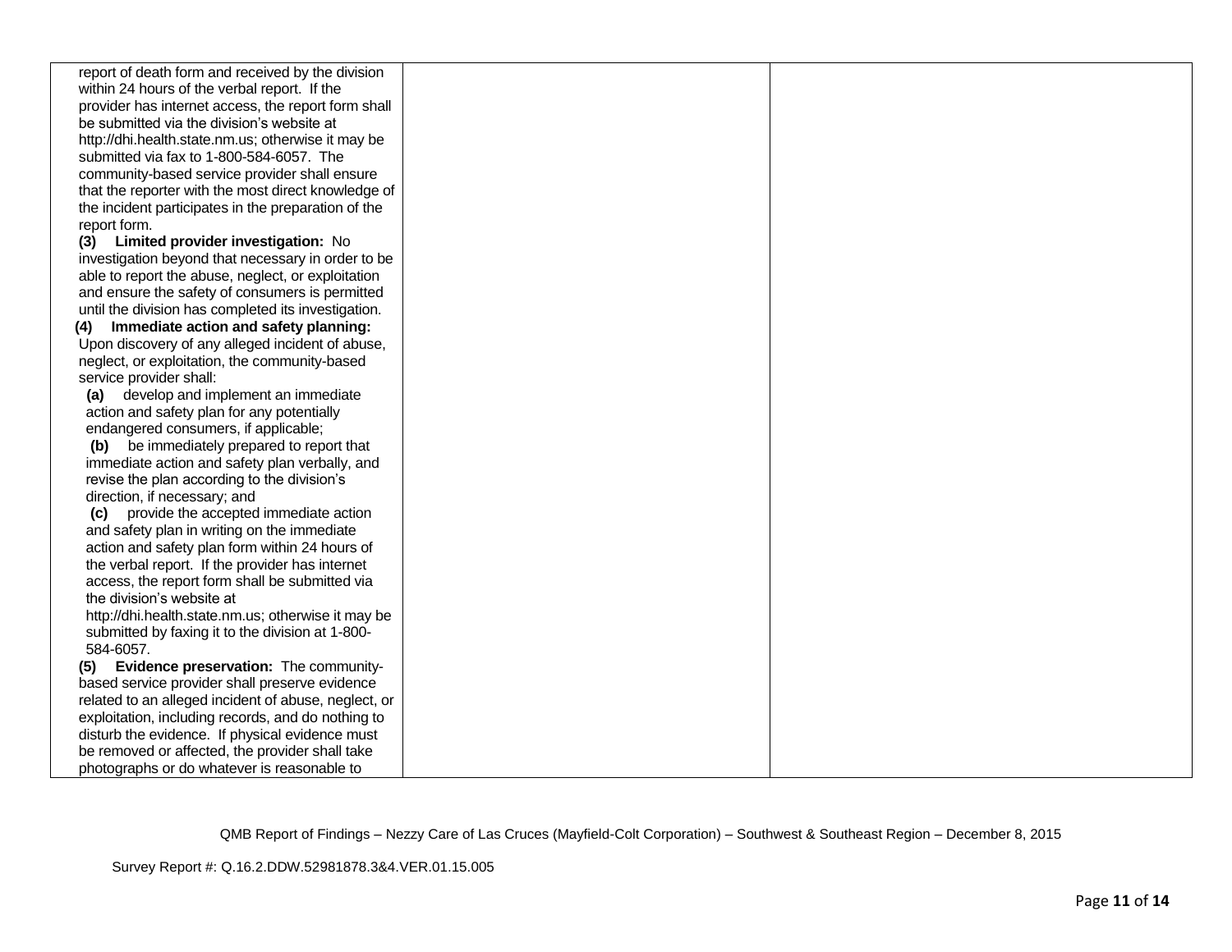| | | |
|---|---|---|
| report of death form and received by the division within 24 hours of the verbal report. If the provider has internet access, the report form shall be submitted via the division's website at http://dhi.health.state.nm.us; otherwise it may be submitted via fax to 1-800-584-6057. The community-based service provider shall ensure that the reporter with the most direct knowledge of the incident participates in the preparation of the report form.<br>**(3) Limited provider investigation:** No investigation beyond that necessary in order to be able to report the abuse, neglect, or exploitation and ensure the safety of consumers is permitted until the division has completed its investigation.<br>**(4) Immediate action and safety planning:** Upon discovery of any alleged incident of abuse, neglect, or exploitation, the community-based service provider shall:<br>**(a)** develop and implement an immediate action and safety plan for any potentially endangered consumers, if applicable;<br>**(b)** be immediately prepared to report that immediate action and safety plan verbally, and revise the plan according to the division's direction, if necessary; and<br>**(c)** provide the accepted immediate action and safety plan in writing on the immediate action and safety plan form within 24 hours of the verbal report. If the provider has internet access, the report form shall be submitted via the division's website at http://dhi.health.state.nm.us; otherwise it may be submitted by faxing it to the division at 1-800-584-6057.<br>**(5) Evidence preservation:** The community-based service provider shall preserve evidence related to an alleged incident of abuse, neglect, or exploitation, including records, and do nothing to disturb the evidence. If physical evidence must be removed or affected, the provider shall take photographs or do whatever is reasonable to | | |

QMB Report of Findings – Nezzy Care of Las Cruces (Mayfield-Colt Corporation) – Southwest & Southeast Region – December 8, 2015

Survey Report #: Q.16.2.DDW.52981878.3&4.VER.01.15.005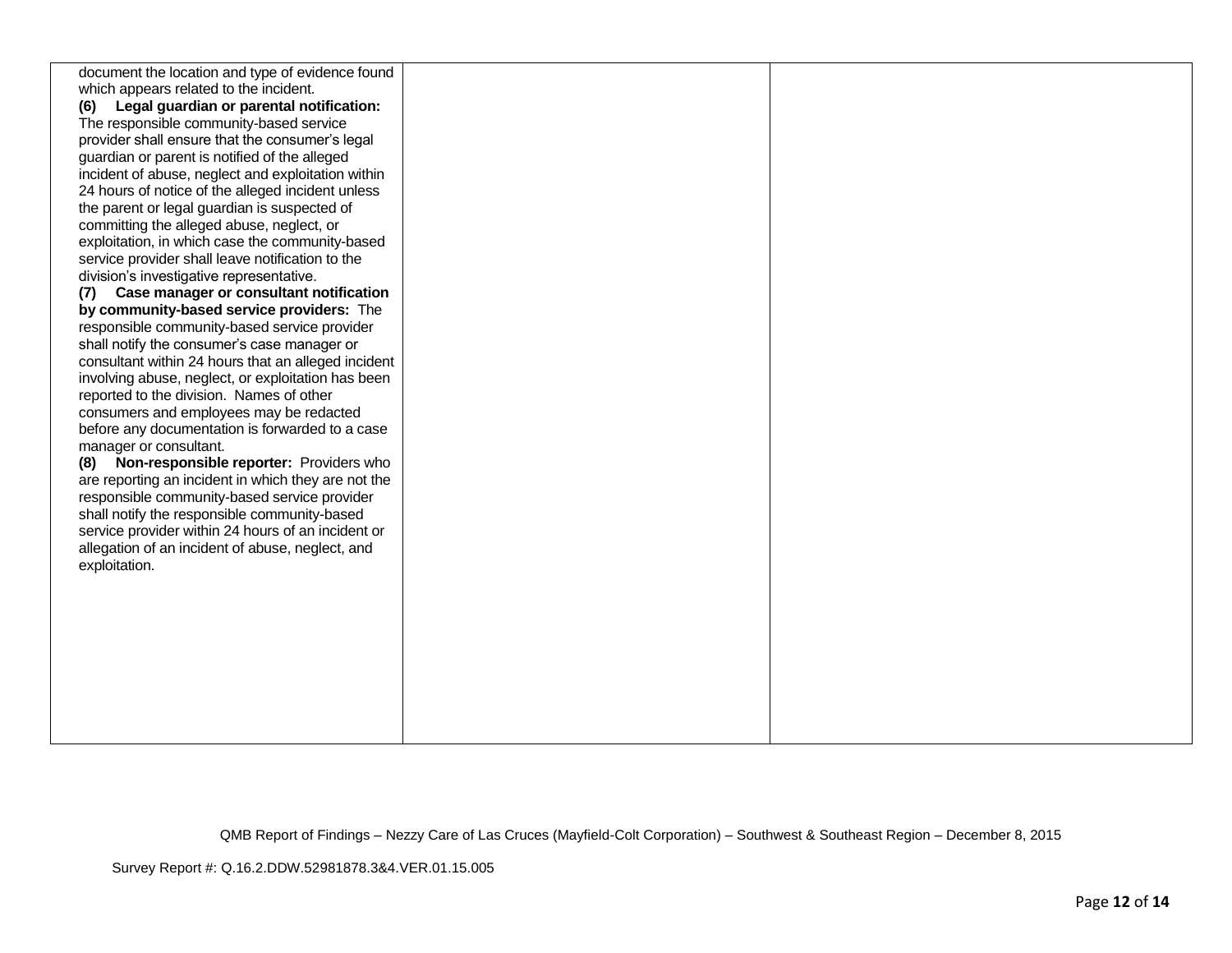| | | |
|---|---|---|
| document the location and type of evidence found which appears related to the incident.<br>**(6) Legal guardian or parental notification:** The responsible community-based service provider shall ensure that the consumer's legal guardian or parent is notified of the alleged incident of abuse, neglect and exploitation within 24 hours of notice of the alleged incident unless the parent or legal guardian is suspected of committing the alleged abuse, neglect, or exploitation, in which case the community-based service provider shall leave notification to the division's investigative representative.<br>**(7) Case manager or consultant notification by community-based service providers:** The responsible community-based service provider shall notify the consumer's case manager or consultant within 24 hours that an alleged incident involving abuse, neglect, or exploitation has been reported to the division. Names of other consumers and employees may be redacted before any documentation is forwarded to a case manager or consultant.<br>**(8) Non-responsible reporter:** Providers who are reporting an incident in which they are not the responsible community-based service provider shall notify the responsible community-based service provider within 24 hours of an incident or allegation of an incident of abuse, neglect, and exploitation. | | |

QMB Report of Findings – Nezzy Care of Las Cruces (Mayfield-Colt Corporation) – Southwest & Southeast Region – December 8, 2015

Survey Report #: Q.16.2.DDW.52981878.3&4.VER.01.15.005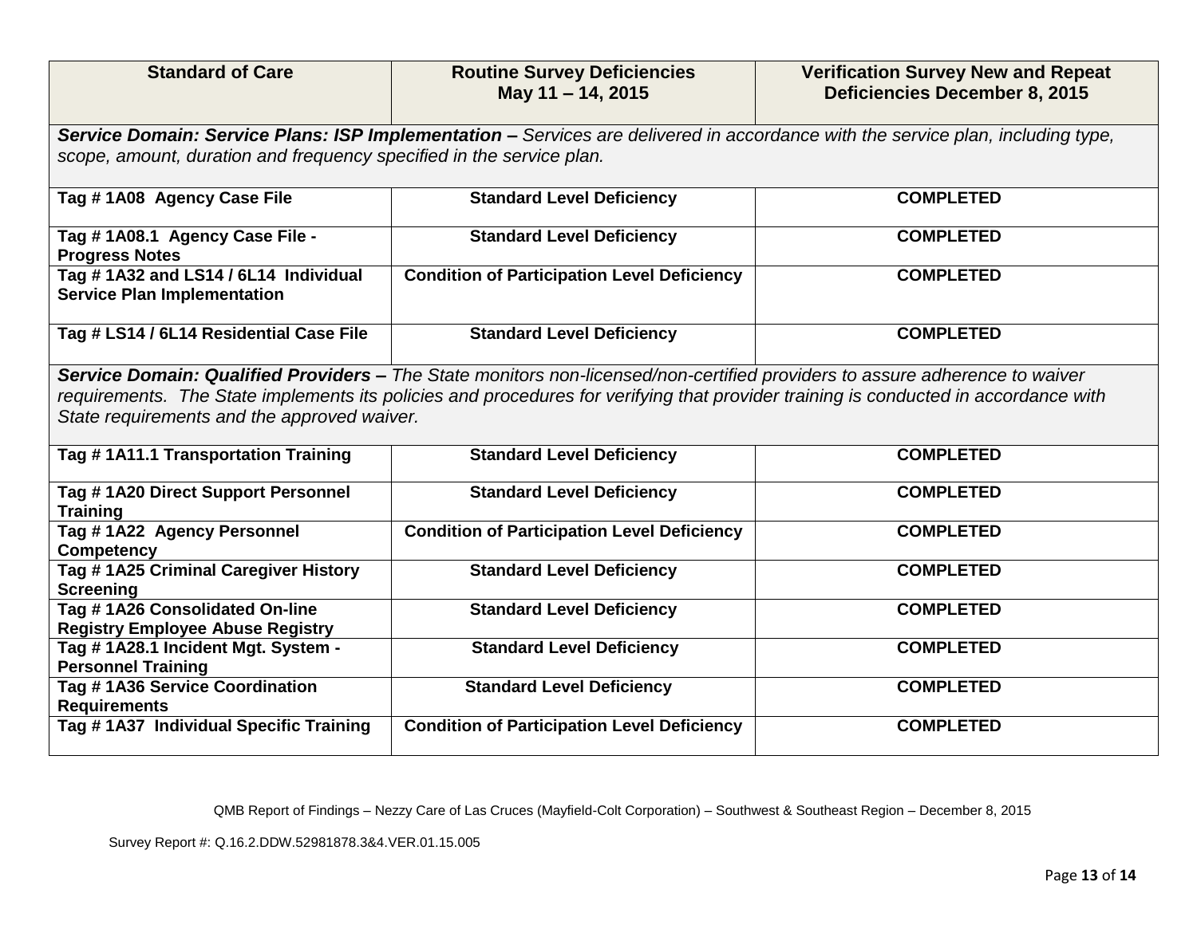| Standard of Care | Routine Survey Deficiencies May 11 – 14, 2015 | Verification Survey New and Repeat Deficiencies December 8, 2015 |
|---|---|---|
| ***Service Domain: Service Plans: ISP Implementation –*** *Services are delivered in accordance with the service plan, including type, scope, amount, duration and frequency specified in the service plan.* | | |
| **Tag # 1A08 Agency Case File** | **Standard Level Deficiency** | **COMPLETED** |
| **Tag # 1A08.1 Agency Case File - Progress Notes** | **Standard Level Deficiency** | **COMPLETED** |
| **Tag # 1A32 and LS14 / 6L14 Individual Service Plan Implementation** | **Condition of Participation Level Deficiency** | **COMPLETED** |
| **Tag # LS14 / 6L14 Residential Case File** | **Standard Level Deficiency** | **COMPLETED** |
| ***Service Domain: Qualified Providers –*** *The State monitors non-licensed/non-certified providers to assure adherence to waiver requirements. The State implements its policies and procedures for verifying that provider training is conducted in accordance with State requirements and the approved waiver.* | | |
| **Tag # 1A11.1 Transportation Training** | **Standard Level Deficiency** | **COMPLETED** |
| **Tag # 1A20 Direct Support Personnel Training** | **Standard Level Deficiency** | **COMPLETED** |
| **Tag # 1A22 Agency Personnel Competency** | **Condition of Participation Level Deficiency** | **COMPLETED** |
| **Tag # 1A25 Criminal Caregiver History Screening** | **Standard Level Deficiency** | **COMPLETED** |
| **Tag # 1A26 Consolidated On-line Registry Employee Abuse Registry** | **Standard Level Deficiency** | **COMPLETED** |
| **Tag # 1A28.1 Incident Mgt. System - Personnel Training** | **Standard Level Deficiency** | **COMPLETED** |
| **Tag # 1A36 Service Coordination Requirements** | **Standard Level Deficiency** | **COMPLETED** |
| **Tag # 1A37 Individual Specific Training** | **Condition of Participation Level Deficiency** | **COMPLETED** |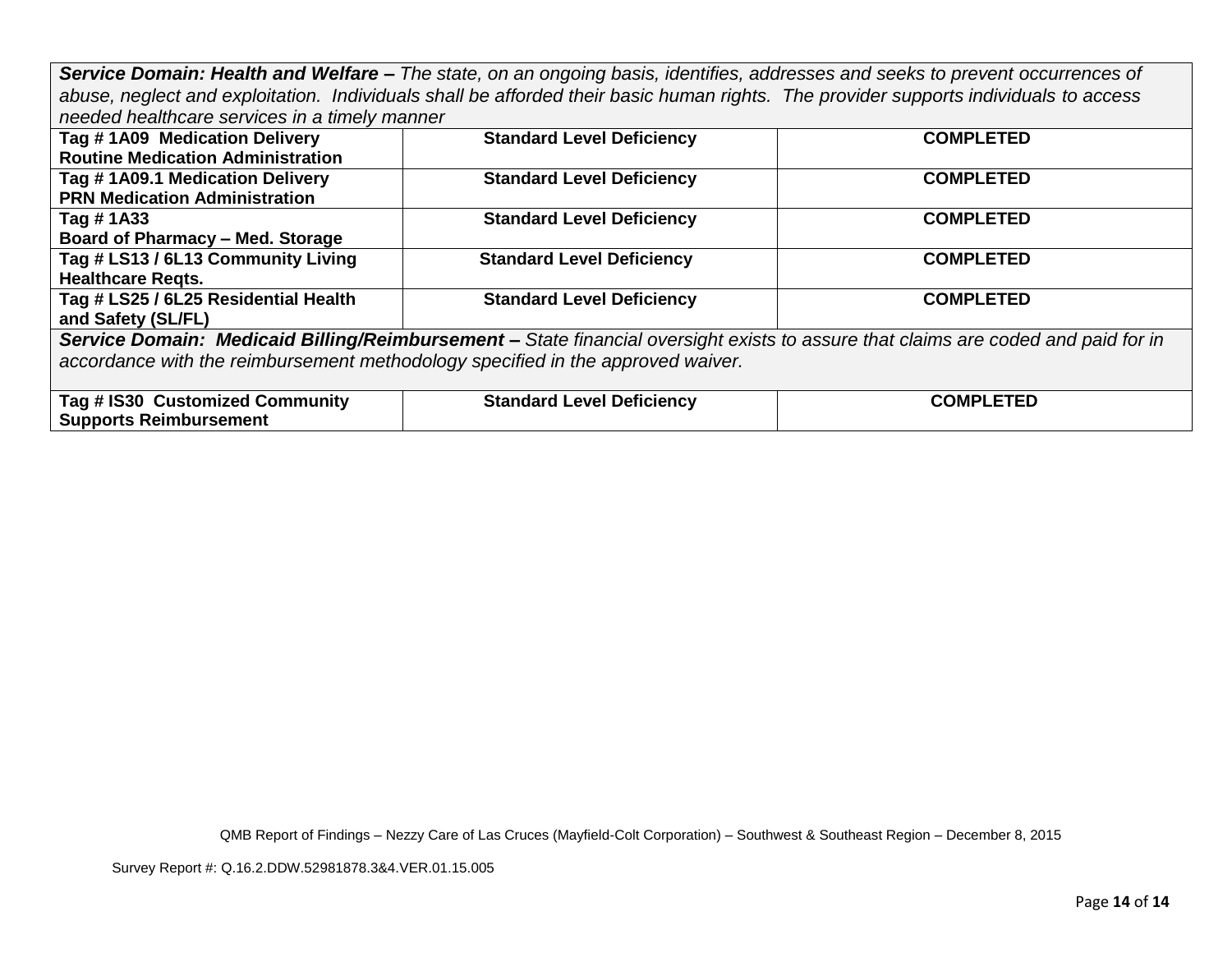| | | |
|---|---|---|
| ***Service Domain: Health and Welfare –*** *The state, on an ongoing basis, identifies, addresses and seeks to prevent occurrences of abuse, neglect and exploitation. Individuals shall be afforded their basic human rights. The provider supports individuals to access needed healthcare services in a timely manner* | | |
| **Tag # 1A09 Medication Delivery Routine Medication Administration** | **Standard Level Deficiency** | **COMPLETED** |
| **Tag # 1A09.1 Medication Delivery PRN Medication Administration** | **Standard Level Deficiency** | **COMPLETED** |
| **Tag # 1A33 Board of Pharmacy – Med. Storage** | **Standard Level Deficiency** | **COMPLETED** |
| **Tag # LS13 / 6L13 Community Living Healthcare Reqts.** | **Standard Level Deficiency** | **COMPLETED** |
| **Tag # LS25 / 6L25 Residential Health and Safety (SL/FL)** | **Standard Level Deficiency** | **COMPLETED** |
| ***Service Domain: Medicaid Billing/Reimbursement –*** *State financial oversight exists to assure that claims are coded and paid for in accordance with the reimbursement methodology specified in the approved waiver.* | | |
| **Tag # IS30 Customized Community Supports Reimbursement** | **Standard Level Deficiency** | **COMPLETED** |

QMB Report of Findings – Nezzy Care of Las Cruces (Mayfield-Colt Corporation) – Southwest & Southeast Region – December 8, 2015

Survey Report #: Q.16.2.DDW.52981878.3&4.VER.01.15.005